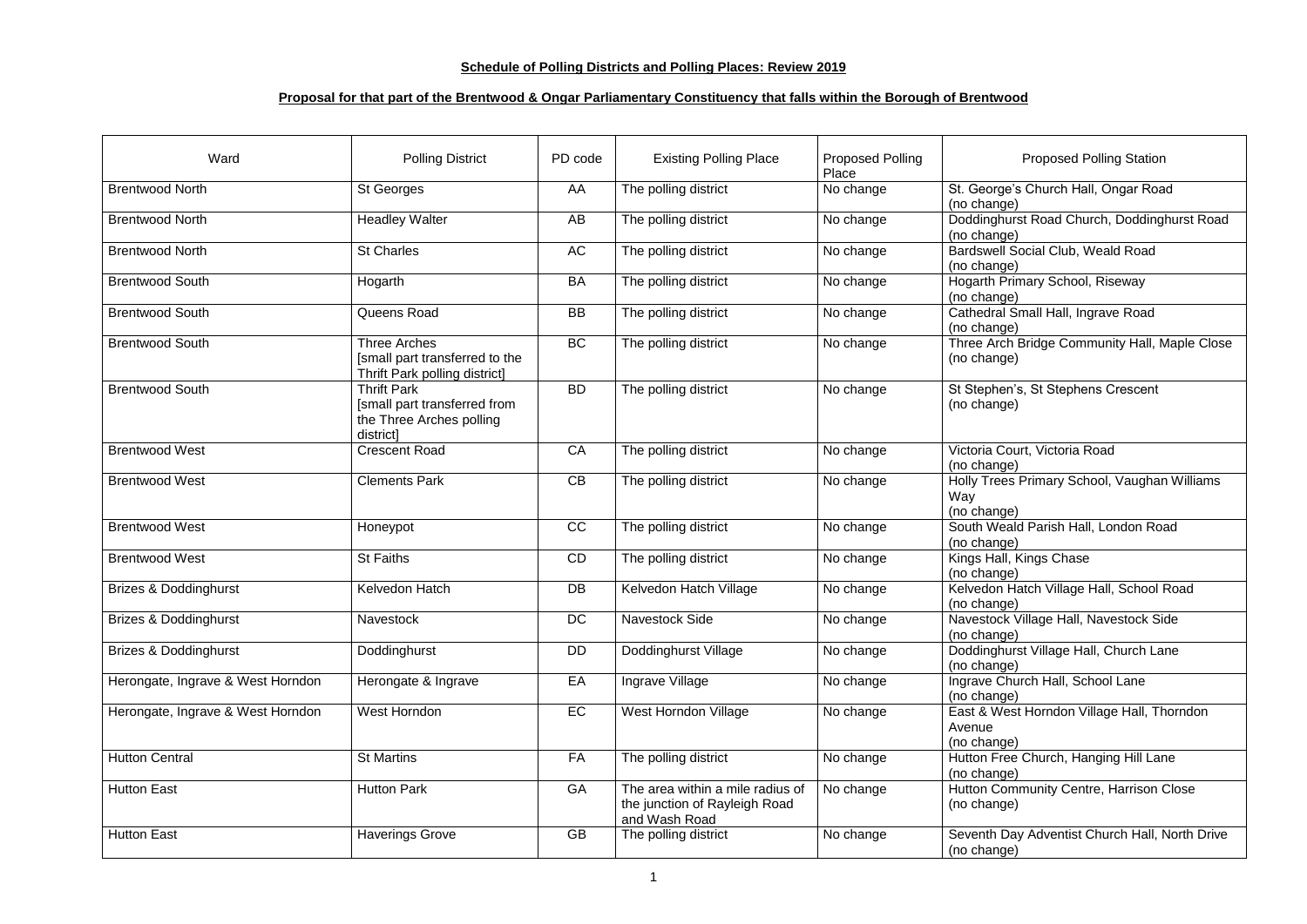**Schedule of Polling Districts and Polling Places: Review 2019**

**Proposal for that part of the Brentwood & Ongar Parliamentary Constituency that falls within the Borough of Brentwood**

| Ward | Polling District | PD code | Existing Polling Place | Proposed Polling Place | Proposed Polling Station |
|---|---|---|---|---|---|
| Brentwood North | St Georges | AA | The polling district | No change | St. George's Church Hall, Ongar Road (no change) |
| Brentwood North | Headley Walter | AB | The polling district | No change | Doddinghurst Road Church, Doddinghurst Road (no change) |
| Brentwood North | St Charles | AC | The polling district | No change | Bardswell Social Club, Weald Road (no change) |
| Brentwood South | Hogarth | BA | The polling district | No change | Hogarth Primary School, Riseway (no change) |
| Brentwood South | Queens Road | BB | The polling district | No change | Cathedral Small Hall, Ingrave Road (no change) |
| Brentwood South | Three Arches [small part transferred to the Thrift Park polling district] | BC | The polling district | No change | Three Arch Bridge Community Hall, Maple Close (no change) |
| Brentwood South | Thrift Park [small part transferred from the Three Arches polling district] | BD | The polling district | No change | St Stephen's, St Stephens Crescent (no change) |
| Brentwood West | Crescent Road | CA | The polling district | No change | Victoria Court, Victoria Road (no change) |
| Brentwood West | Clements Park | CB | The polling district | No change | Holly Trees Primary School, Vaughan Williams Way (no change) |
| Brentwood West | Honeypot | CC | The polling district | No change | South Weald Parish Hall, London Road (no change) |
| Brentwood West | St Faiths | CD | The polling district | No change | Kings Hall, Kings Chase (no change) |
| Brizes & Doddinghurst | Kelvedon Hatch | DB | Kelvedon Hatch Village | No change | Kelvedon Hatch Village Hall, School Road (no change) |
| Brizes & Doddinghurst | Navestock | DC | Navestock Side | No change | Navestock Village Hall, Navestock Side (no change) |
| Brizes & Doddinghurst | Doddinghurst | DD | Doddinghurst Village | No change | Doddinghurst Village Hall, Church Lane (no change) |
| Herongate, Ingrave & West Horndon | Herongate & Ingrave | EA | Ingrave Village | No change | Ingrave Church Hall, School Lane (no change) |
| Herongate, Ingrave & West Horndon | West Horndon | EC | West Horndon Village | No change | East & West Horndon Village Hall, Thorndon Avenue (no change) |
| Hutton Central | St Martins | FA | The polling district | No change | Hutton Free Church, Hanging Hill Lane (no change) |
| Hutton East | Hutton Park | GA | The area within a mile radius of the junction of Rayleigh Road and Wash Road | No change | Hutton Community Centre, Harrison Close (no change) |
| Hutton East | Haverings Grove | GB | The polling district | No change | Seventh Day Adventist Church Hall, North Drive (no change) |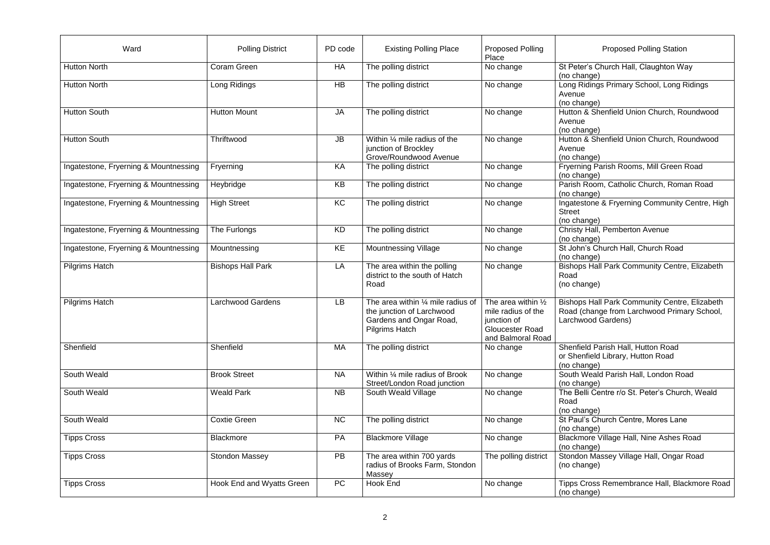| Ward | Polling District | PD code | Existing Polling Place | Proposed Polling Place | Proposed Polling Station |
| --- | --- | --- | --- | --- | --- |
| Hutton North | Coram Green | HA | The polling district | No change | St Peter's Church Hall, Claughton Way (no change) |
| Hutton North | Long Ridings | HB | The polling district | No change | Long Ridings Primary School, Long Ridings Avenue (no change) |
| Hutton South | Hutton Mount | JA | The polling district | No change | Hutton & Shenfield Union Church, Roundwood Avenue (no change) |
| Hutton South | Thriftwood | JB | Within ¼ mile radius of the junction of Brockley Grove/Roundwood Avenue | No change | Hutton & Shenfield Union Church, Roundwood Avenue (no change) |
| Ingatestone, Fryerning & Mountnessing | Fryerning | KA | The polling district | No change | Fryerning Parish Rooms, Mill Green Road (no change) |
| Ingatestone, Fryerning & Mountnessing | Heybridge | KB | The polling district | No change | Parish Room, Catholic Church, Roman Road (no change) |
| Ingatestone, Fryerning & Mountnessing | High Street | KC | The polling district | No change | Ingatestone & Fryerning Community Centre, High Street (no change) |
| Ingatestone, Fryerning & Mountnessing | The Furlongs | KD | The polling district | No change | Christy Hall, Pemberton Avenue (no change) |
| Ingatestone, Fryerning & Mountnessing | Mountnessing | KE | Mountnessing Village | No change | St John's Church Hall, Church Road (no change) |
| Pilgrims Hatch | Bishops Hall Park | LA | The area within the polling district to the south of Hatch Road | No change | Bishops Hall Park Community Centre, Elizabeth Road (no change) |
| Pilgrims Hatch | Larchwood Gardens | LB | The area within ¼ mile radius of the junction of Larchwood Gardens and Ongar Road, Pilgrims Hatch | The area within ½ mile radius of the junction of Gloucester Road and Balmoral Road | Bishops Hall Park Community Centre, Elizabeth Road (change from Larchwood Primary School, Larchwood Gardens) |
| Shenfield | Shenfield | MA | The polling district | No change | Shenfield Parish Hall, Hutton Road or Shenfield Library, Hutton Road (no change) |
| South Weald | Brook Street | NA | Within ¼ mile radius of Brook Street/London Road junction | No change | South Weald Parish Hall, London Road (no change) |
| South Weald | Weald Park | NB | South Weald Village | No change | The Belli Centre r/o St. Peter's Church, Weald Road (no change) |
| South Weald | Coxtie Green | NC | The polling district | No change | St Paul's Church Centre, Mores Lane (no change) |
| Tipps Cross | Blackmore | PA | Blackmore Village | No change | Blackmore Village Hall, Nine Ashes Road (no change) |
| Tipps Cross | Stondon Massey | PB | The area within 700 yards radius of Brooks Farm, Stondon Massey | The polling district | Stondon Massey Village Hall, Ongar Road (no change) |
| Tipps Cross | Hook End and Wyatts Green | PC | Hook End | No change | Tipps Cross Remembrance Hall, Blackmore Road (no change) |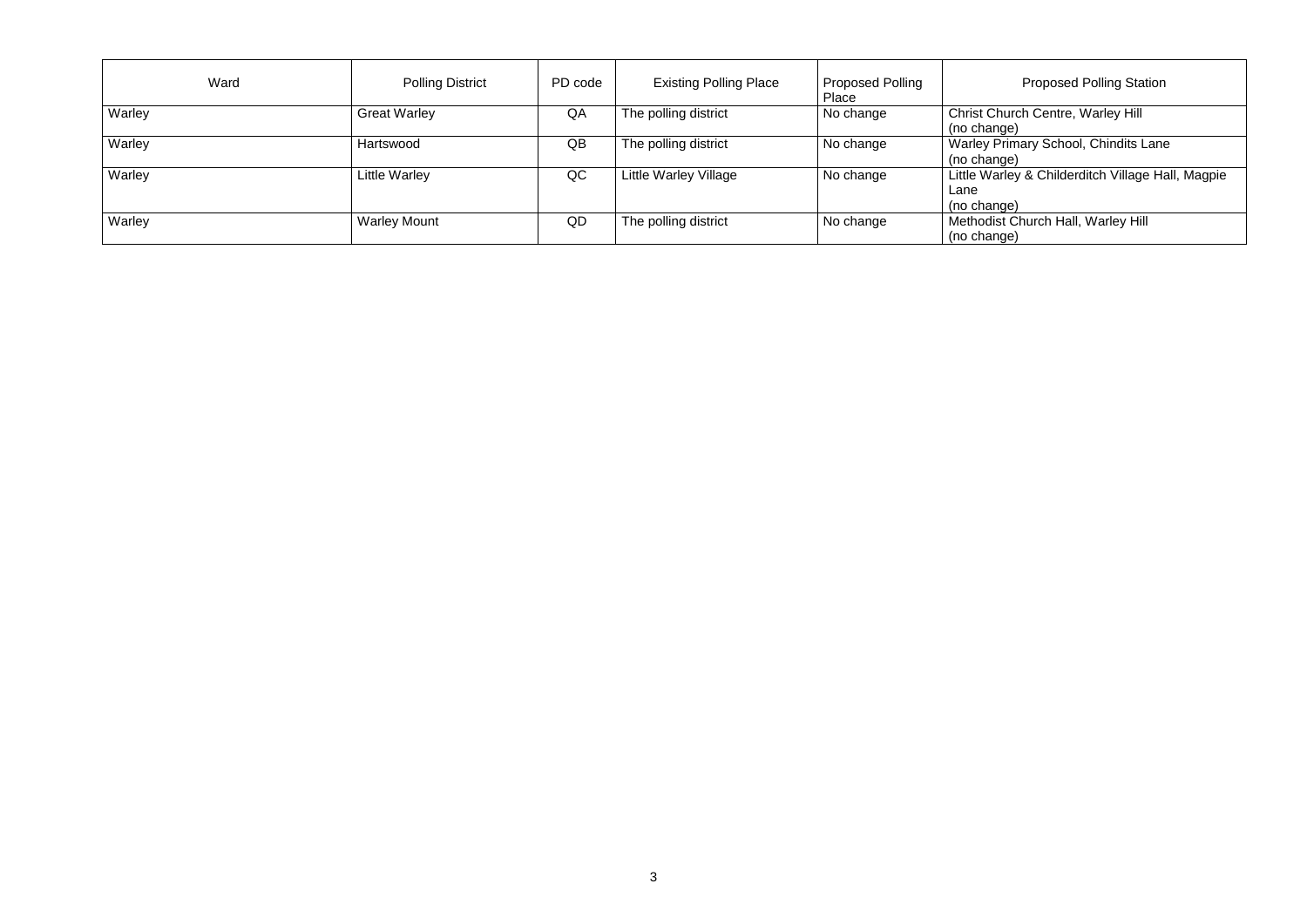| Ward | Polling District | PD code | Existing Polling Place | Proposed Polling Place | Proposed Polling Station |
|---|---|---|---|---|---|
| Warley | Great Warley | QA | The polling district | No change | Christ Church Centre, Warley Hill (no change) |
| Warley | Hartswood | QB | The polling district | No change | Warley Primary School, Chindits Lane (no change) |
| Warley | Little Warley | QC | Little Warley Village | No change | Little Warley & Childerditch Village Hall, Magpie Lane (no change) |
| Warley | Warley Mount | QD | The polling district | No change | Methodist Church Hall, Warley Hill (no change) |